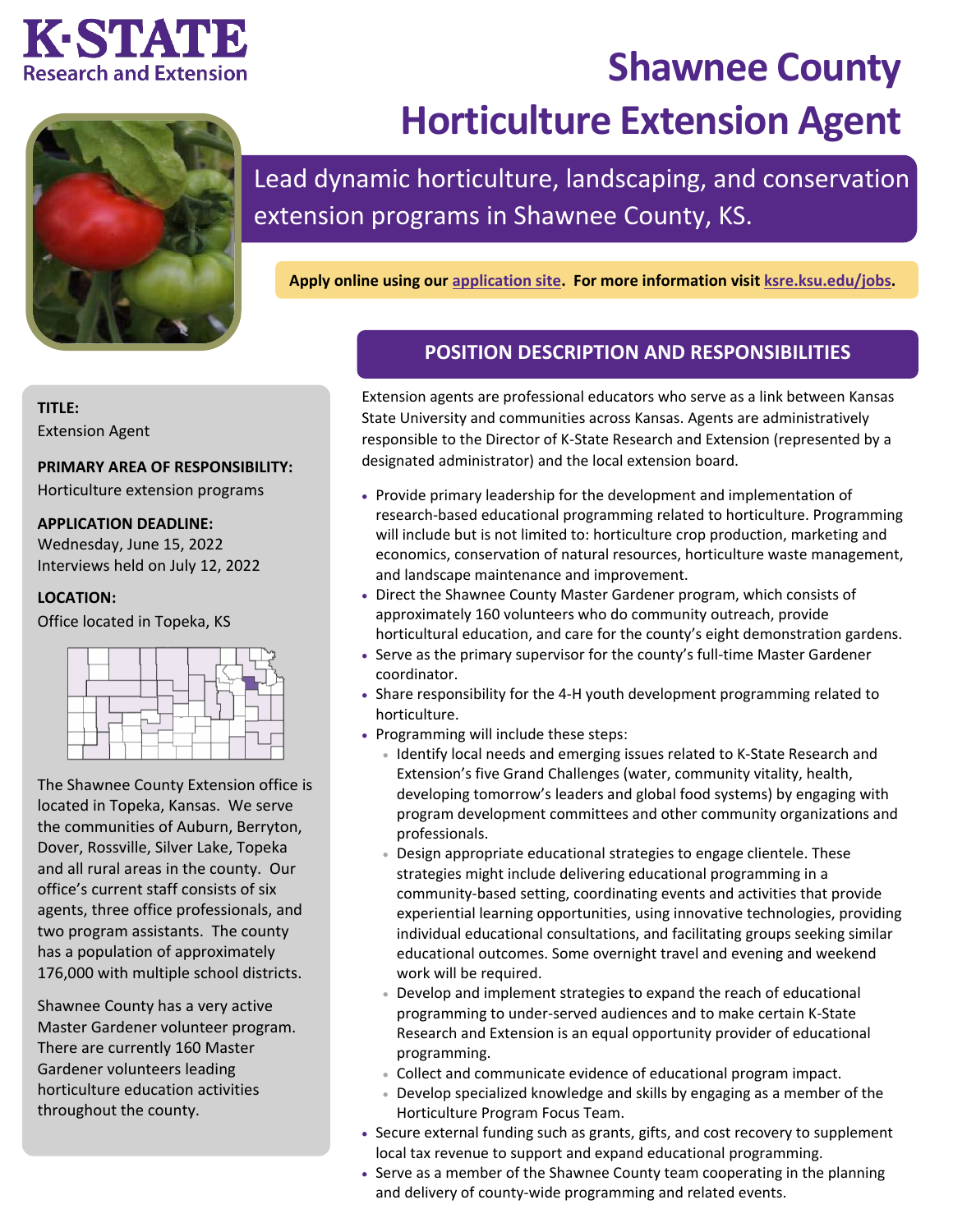K·STATE
Research and Extension

# Shawnee County Horticulture Extension Agent

Lead dynamic horticulture, landscaping, and conservation extension programs in Shawnee County, KS.

**Apply online using our application site. For more information visit ksre.ksu.edu/jobs.**

**TITLE:**
Extension Agent

**PRIMARY AREA OF RESPONSIBILITY:**
Horticulture extension programs

**APPLICATION DEADLINE:**
Wednesday, June 15, 2022
Interviews held on July 12, 2022

**LOCATION:**
Office located in Topeka, KS

The Shawnee County Extension office is located in Topeka, Kansas. We serve the communities of Auburn, Berryton, Dover, Rossville, Silver Lake, Topeka and all rural areas in the county. Our office's current staff consists of six agents, three office professionals, and two program assistants. The county has a population of approximately 176,000 with multiple school districts.

Shawnee County has a very active Master Gardener volunteer program. There are currently 160 Master Gardener volunteers leading horticulture education activities throughout the county.

## POSITION DESCRIPTION AND RESPONSIBILITIES

Extension agents are professional educators who serve as a link between Kansas State University and communities across Kansas. Agents are administratively responsible to the Director of K-State Research and Extension (represented by a designated administrator) and the local extension board.

- Provide primary leadership for the development and implementation of research-based educational programming related to horticulture. Programming will include but is not limited to: horticulture crop production, marketing and economics, conservation of natural resources, horticulture waste management, and landscape maintenance and improvement.
- Direct the Shawnee County Master Gardener program, which consists of approximately 160 volunteers who do community outreach, provide horticultural education, and care for the county's eight demonstration gardens.
- Serve as the primary supervisor for the county's full-time Master Gardener coordinator.
- Share responsibility for the 4-H youth development programming related to horticulture.
- Programming will include these steps:
  - Identify local needs and emerging issues related to K-State Research and Extension's five Grand Challenges (water, community vitality, health, developing tomorrow's leaders and global food systems) by engaging with program development committees and other community organizations and professionals.
  - Design appropriate educational strategies to engage clientele. These strategies might include delivering educational programming in a community-based setting, coordinating events and activities that provide experiential learning opportunities, using innovative technologies, providing individual educational consultations, and facilitating groups seeking similar educational outcomes. Some overnight travel and evening and weekend work will be required.
  - Develop and implement strategies to expand the reach of educational programming to under-served audiences and to make certain K-State Research and Extension is an equal opportunity provider of educational programming.
  - Collect and communicate evidence of educational program impact.
  - Develop specialized knowledge and skills by engaging as a member of the Horticulture Program Focus Team.
- Secure external funding such as grants, gifts, and cost recovery to supplement local tax revenue to support and expand educational programming.
- Serve as a member of the Shawnee County team cooperating in the planning and delivery of county-wide programming and related events.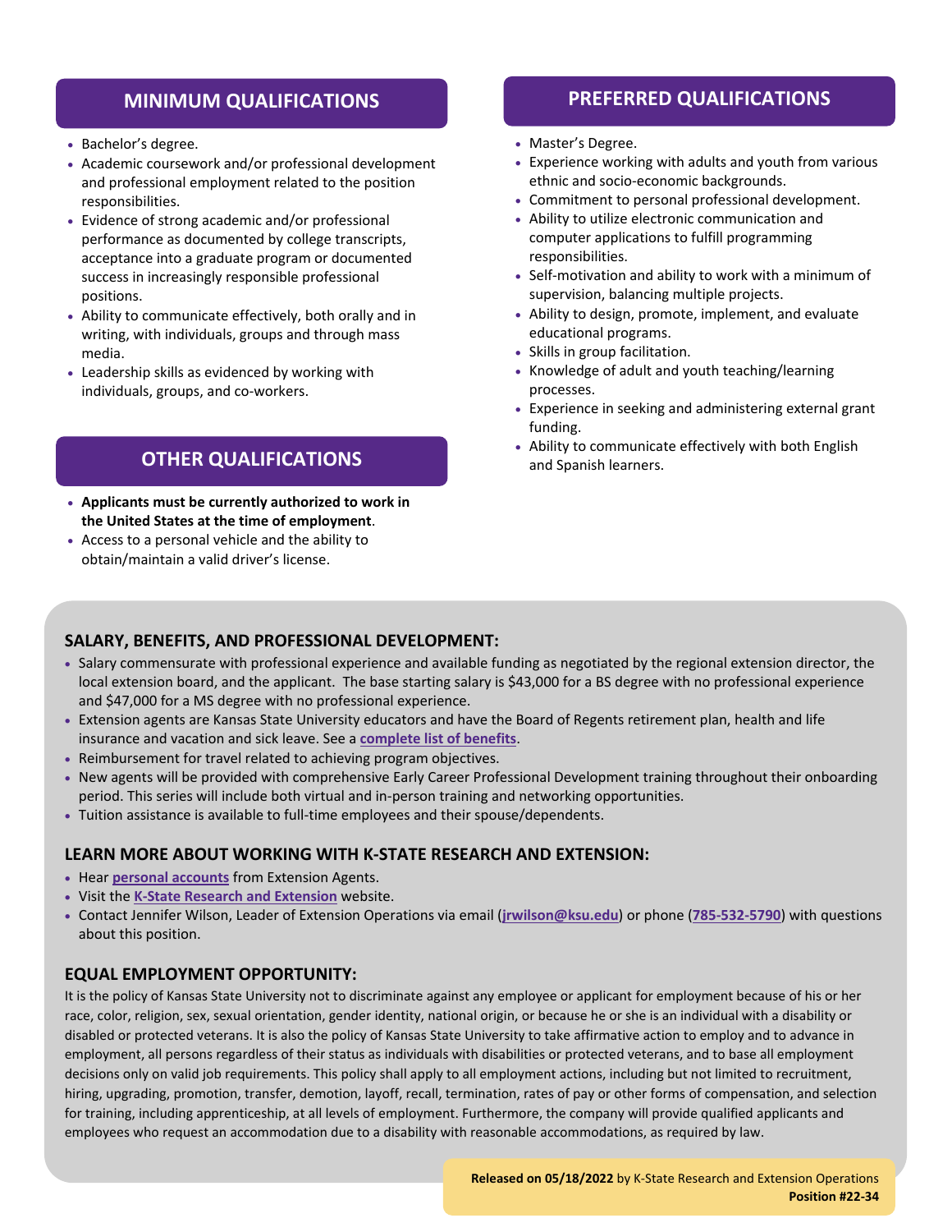## MINIMUM QUALIFICATIONS

- Bachelor's degree.
- Academic coursework and/or professional development and professional employment related to the position responsibilities.
- Evidence of strong academic and/or professional performance as documented by college transcripts, acceptance into a graduate program or documented success in increasingly responsible professional positions.
- Ability to communicate effectively, both orally and in writing, with individuals, groups and through mass media.
- Leadership skills as evidenced by working with individuals, groups, and co-workers.

## OTHER QUALIFICATIONS

- **Applicants must be currently authorized to work in the United States at the time of employment**.
- Access to a personal vehicle and the ability to obtain/maintain a valid driver's license.

## PREFERRED QUALIFICATIONS

- Master's Degree.
- Experience working with adults and youth from various ethnic and socio-economic backgrounds.
- Commitment to personal professional development.
- Ability to utilize electronic communication and computer applications to fulfill programming responsibilities.
- Self-motivation and ability to work with a minimum of supervision, balancing multiple projects.
- Ability to design, promote, implement, and evaluate educational programs.
- Skills in group facilitation.
- Knowledge of adult and youth teaching/learning processes.
- Experience in seeking and administering external grant funding.
- Ability to communicate effectively with both English and Spanish learners.

### SALARY, BENEFITS, AND PROFESSIONAL DEVELOPMENT:

- Salary commensurate with professional experience and available funding as negotiated by the regional extension director, the local extension board, and the applicant. The base starting salary is $43,000 for a BS degree with no professional experience and $47,000 for a MS degree with no professional experience.
- Extension agents are Kansas State University educators and have the Board of Regents retirement plan, health and life insurance and vacation and sick leave. See a **complete list of benefits**.
- Reimbursement for travel related to achieving program objectives.
- New agents will be provided with comprehensive Early Career Professional Development training throughout their onboarding period. This series will include both virtual and in-person training and networking opportunities.
- Tuition assistance is available to full-time employees and their spouse/dependents.

### LEARN MORE ABOUT WORKING WITH K-STATE RESEARCH AND EXTENSION:

- Hear **personal accounts** from Extension Agents.
- Visit the **K-State Research and Extension** website.
- Contact Jennifer Wilson, Leader of Extension Operations via email (**jrwilson@ksu.edu**) or phone (**785-532-5790**) with questions about this position.

### EQUAL EMPLOYMENT OPPORTUNITY:

It is the policy of Kansas State University not to discriminate against any employee or applicant for employment because of his or her race, color, religion, sex, sexual orientation, gender identity, national origin, or because he or she is an individual with a disability or disabled or protected veterans. It is also the policy of Kansas State University to take affirmative action to employ and to advance in employment, all persons regardless of their status as individuals with disabilities or protected veterans, and to base all employment decisions only on valid job requirements. This policy shall apply to all employment actions, including but not limited to recruitment, hiring, upgrading, promotion, transfer, demotion, layoff, recall, termination, rates of pay or other forms of compensation, and selection for training, including apprenticeship, at all levels of employment. Furthermore, the company will provide qualified applicants and employees who request an accommodation due to a disability with reasonable accommodations, as required by law.

**Released on 05/18/2022** by K-State Research and Extension Operations
**Position #22-34**